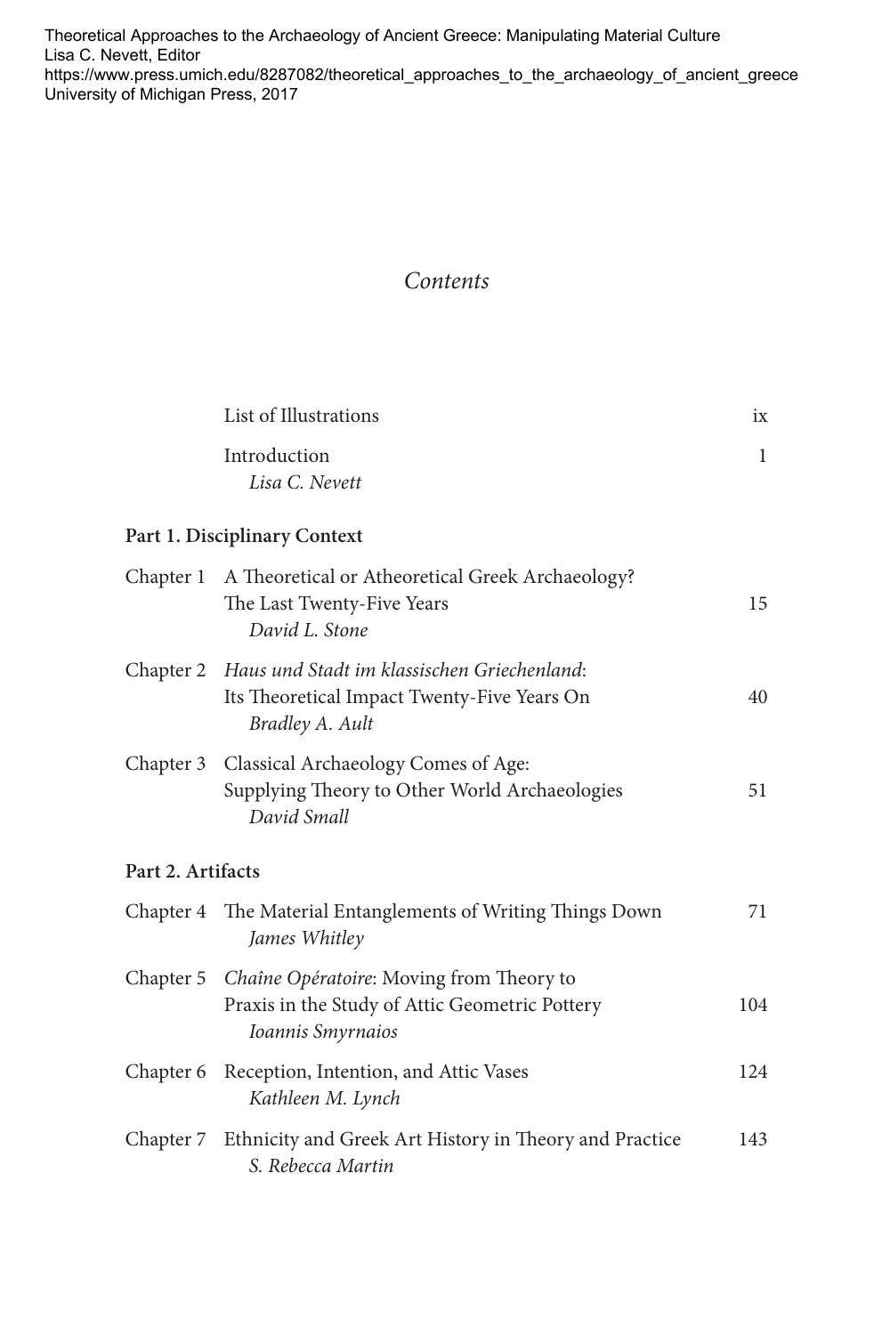Theoretical Approaches to the Archaeology of Ancient Greece: Manipulating Material Culture
Lisa C. Nevett, Editor
https://www.press.umich.edu/8287082/theoretical_approaches_to_the_archaeology_of_ancient_greece
University of Michigan Press, 2017

# *Contents*

| | | |
|---|---|---|
| | List of Illustrations | ix |
| | Introduction<br>*Lisa C. Nevett* | 1 |

**Part 1. Disciplinary Context**

| | | |
|---|---|---|
| Chapter 1 | A Theoretical or Atheoretical Greek Archaeology? The Last Twenty-Five Years<br>*David L. Stone* | 15 |
| Chapter 2 | *Haus und Stadt im klassischen Griechenland*: Its Theoretical Impact Twenty-Five Years On<br>*Bradley A. Ault* | 40 |
| Chapter 3 | Classical Archaeology Comes of Age: Supplying Theory to Other World Archaeologies<br>*David Small* | 51 |

**Part 2. Artifacts**

| | | |
|---|---|---|
| Chapter 4 | The Material Entanglements of Writing Things Down<br>*James Whitley* | 71 |
| Chapter 5 | *Chaîne Opératoire*: Moving from Theory to Praxis in the Study of Attic Geometric Pottery<br>*Ioannis Smyrnaios* | 104 |
| Chapter 6 | Reception, Intention, and Attic Vases<br>*Kathleen M. Lynch* | 124 |
| Chapter 7 | Ethnicity and Greek Art History in Theory and Practice<br>*S. Rebecca Martin* | 143 |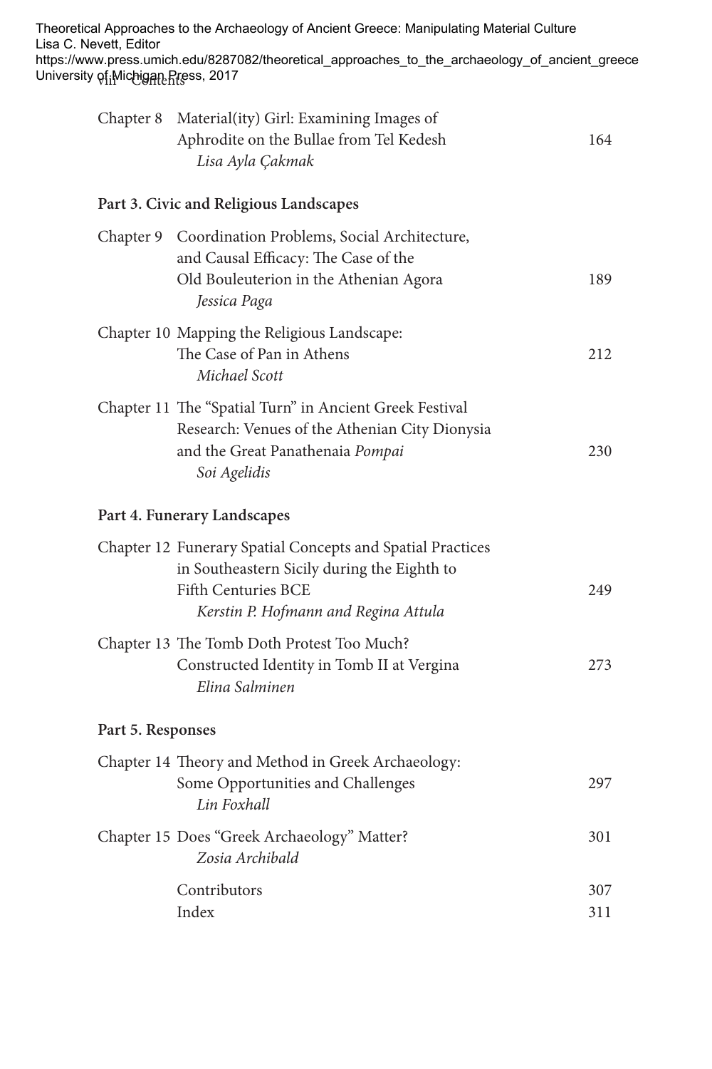Chapter 8 Material(ity) Girl: Examining Images of Aphrodite on the Bullae from Tel Kedesh — 164
*Lisa Ayla Çakmak*

**Part 3. Civic and Religious Landscapes**

Chapter 9 Coordination Problems, Social Architecture, and Causal Efficacy: The Case of the Old Bouleuterion in the Athenian Agora — 189
*Jessica Paga*

Chapter 10 Mapping the Religious Landscape: The Case of Pan in Athens — 212
*Michael Scott*

Chapter 11 The "Spatial Turn" in Ancient Greek Festival Research: Venues of the Athenian City Dionysia and the Great Panathenaia *Pompai* — 230
*Soi Agelidis*

**Part 4. Funerary Landscapes**

Chapter 12 Funerary Spatial Concepts and Spatial Practices in Southeastern Sicily during the Eighth to Fifth Centuries BCE — 249
*Kerstin P. Hofmann and Regina Attula*

Chapter 13 The Tomb Doth Protest Too Much? Constructed Identity in Tomb II at Vergina — 273
*Elina Salminen*

**Part 5. Responses**

Chapter 14 Theory and Method in Greek Archaeology: Some Opportunities and Challenges — 297
*Lin Foxhall*

Chapter 15 Does "Greek Archaeology" Matter? — 301
*Zosia Archibald*

Contributors — 307

Index — 311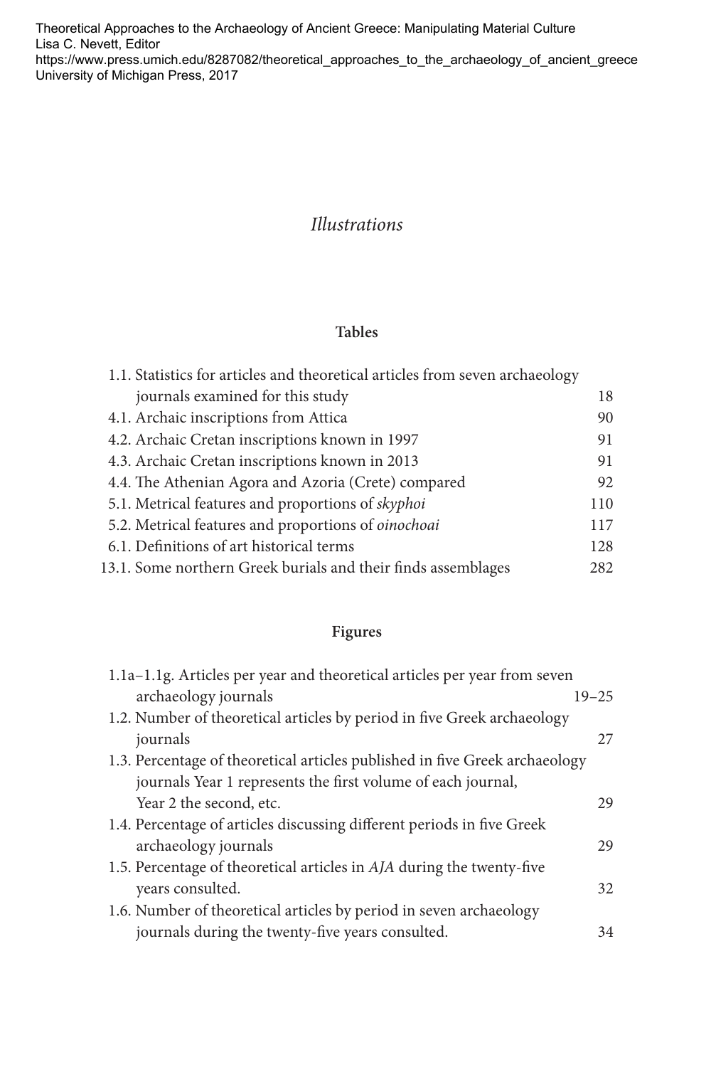# *Illustrations*

## Tables

| | |
|---|---|
| 1.1. Statistics for articles and theoretical articles from seven archaeology journals examined for this study | 18 |
| 4.1. Archaic inscriptions from Attica | 90 |
| 4.2. Archaic Cretan inscriptions known in 1997 | 91 |
| 4.3. Archaic Cretan inscriptions known in 2013 | 91 |
| 4.4. The Athenian Agora and Azoria (Crete) compared | 92 |
| 5.1. Metrical features and proportions of *skyphoi* | 110 |
| 5.2. Metrical features and proportions of *oinochoai* | 117 |
| 6.1. Definitions of art historical terms | 128 |
| 13.1. Some northern Greek burials and their finds assemblages | 282 |

## Figures

| | |
|---|---|
| 1.1a–1.1g. Articles per year and theoretical articles per year from seven archaeology journals | 19–25 |
| 1.2. Number of theoretical articles by period in five Greek archaeology journals | 27 |
| 1.3. Percentage of theoretical articles published in five Greek archaeology journals Year 1 represents the first volume of each journal, Year 2 the second, etc. | 29 |
| 1.4. Percentage of articles discussing different periods in five Greek archaeology journals | 29 |
| 1.5. Percentage of theoretical articles in *AJA* during the twenty-five years consulted. | 32 |
| 1.6. Number of theoretical articles by period in seven archaeology journals during the twenty-five years consulted. | 34 |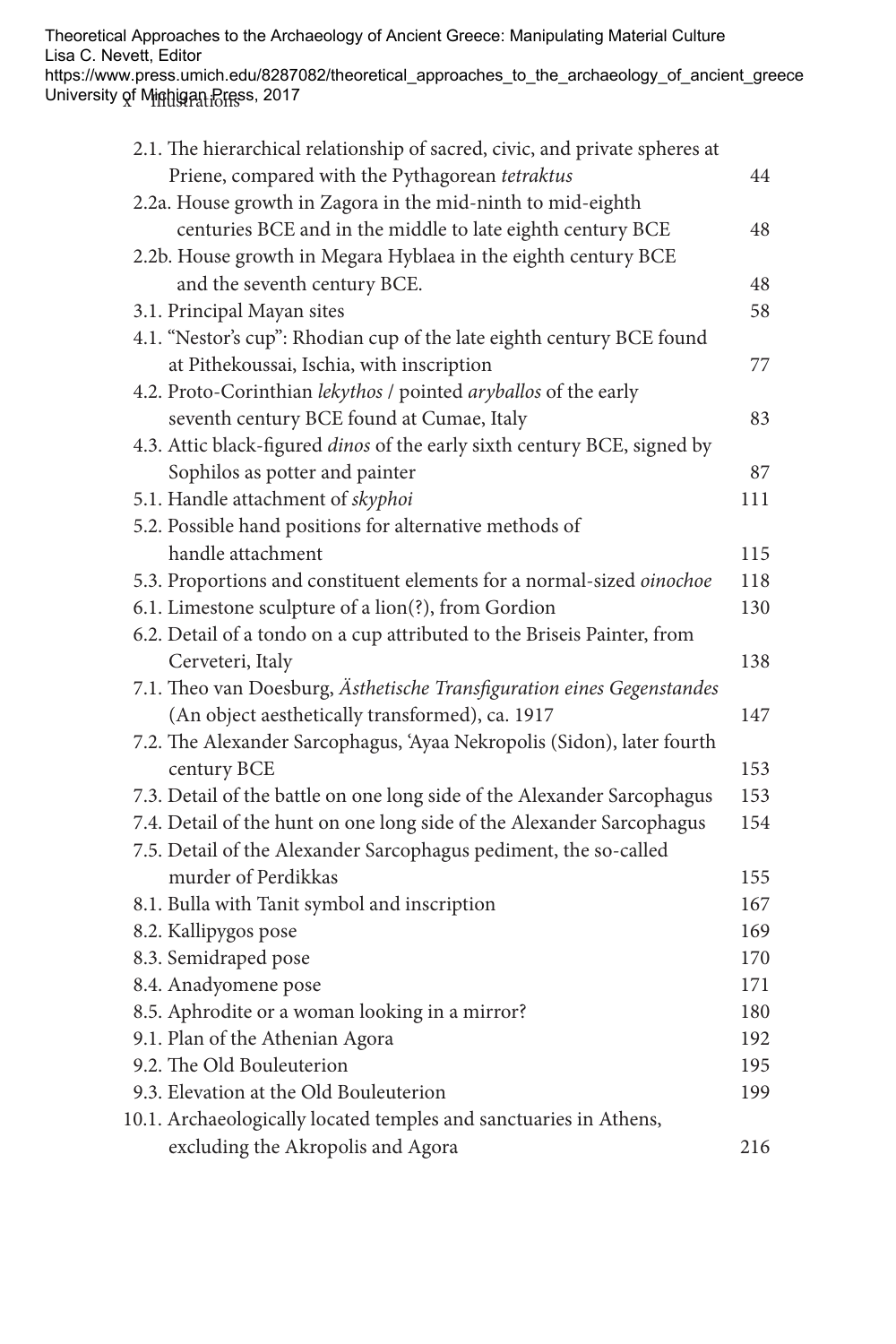2.1. The hierarchical relationship of sacred, civic, and private spheres at Priene, compared with the Pythagorean *tetraktus* 44
2.2a. House growth in Zagora in the mid-ninth to mid-eighth centuries BCE and in the middle to late eighth century BCE 48
2.2b. House growth in Megara Hyblaea in the eighth century BCE and the seventh century BCE. 48
3.1. Principal Mayan sites 58
4.1. "Nestor's cup": Rhodian cup of the late eighth century BCE found at Pithekoussai, Ischia, with inscription 77
4.2. Proto-Corinthian *lekythos* / pointed *aryballos* of the early seventh century BCE found at Cumae, Italy 83
4.3. Attic black-figured *dinos* of the early sixth century BCE, signed by Sophilos as potter and painter 87
5.1. Handle attachment of *skyphoi* 111
5.2. Possible hand positions for alternative methods of handle attachment 115
5.3. Proportions and constituent elements for a normal-sized *oinochoe* 118
6.1. Limestone sculpture of a lion(?), from Gordion 130
6.2. Detail of a tondo on a cup attributed to the Briseis Painter, from Cerveteri, Italy 138
7.1. Theo van Doesburg, *Ästhetische Transfiguration eines Gegenstandes* (An object aesthetically transformed), ca. 1917 147
7.2. The Alexander Sarcophagus, 'Ayaa Nekropolis (Sidon), later fourth century BCE 153
7.3. Detail of the battle on one long side of the Alexander Sarcophagus 153
7.4. Detail of the hunt on one long side of the Alexander Sarcophagus 154
7.5. Detail of the Alexander Sarcophagus pediment, the so-called murder of Perdikkas 155
8.1. Bulla with Tanit symbol and inscription 167
8.2. Kallipygos pose 169
8.3. Semidraped pose 170
8.4. Anadyomene pose 171
8.5. Aphrodite or a woman looking in a mirror? 180
9.1. Plan of the Athenian Agora 192
9.2. The Old Bouleuterion 195
9.3. Elevation at the Old Bouleuterion 199
10.1. Archaeologically located temples and sanctuaries in Athens, excluding the Akropolis and Agora 216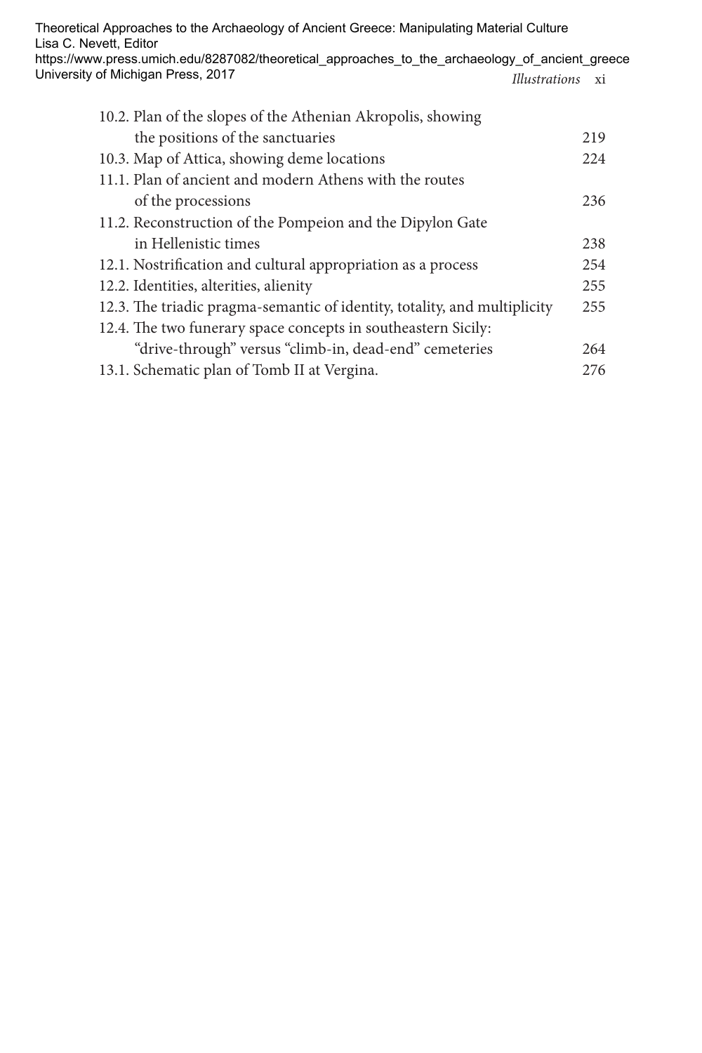10.2. Plan of the slopes of the Athenian Akropolis, showing the positions of the sanctuaries 219
10.3. Map of Attica, showing deme locations 224
11.1. Plan of ancient and modern Athens with the routes of the processions 236
11.2. Reconstruction of the Pompeion and the Dipylon Gate in Hellenistic times 238
12.1. Nostrification and cultural appropriation as a process 254
12.2. Identities, alterities, alienity 255
12.3. The triadic pragma-semantic of identity, totality, and multiplicity 255
12.4. The two funerary space concepts in southeastern Sicily: “drive-through” versus “climb-in, dead-end” cemeteries 264
13.1. Schematic plan of Tomb II at Vergina. 276